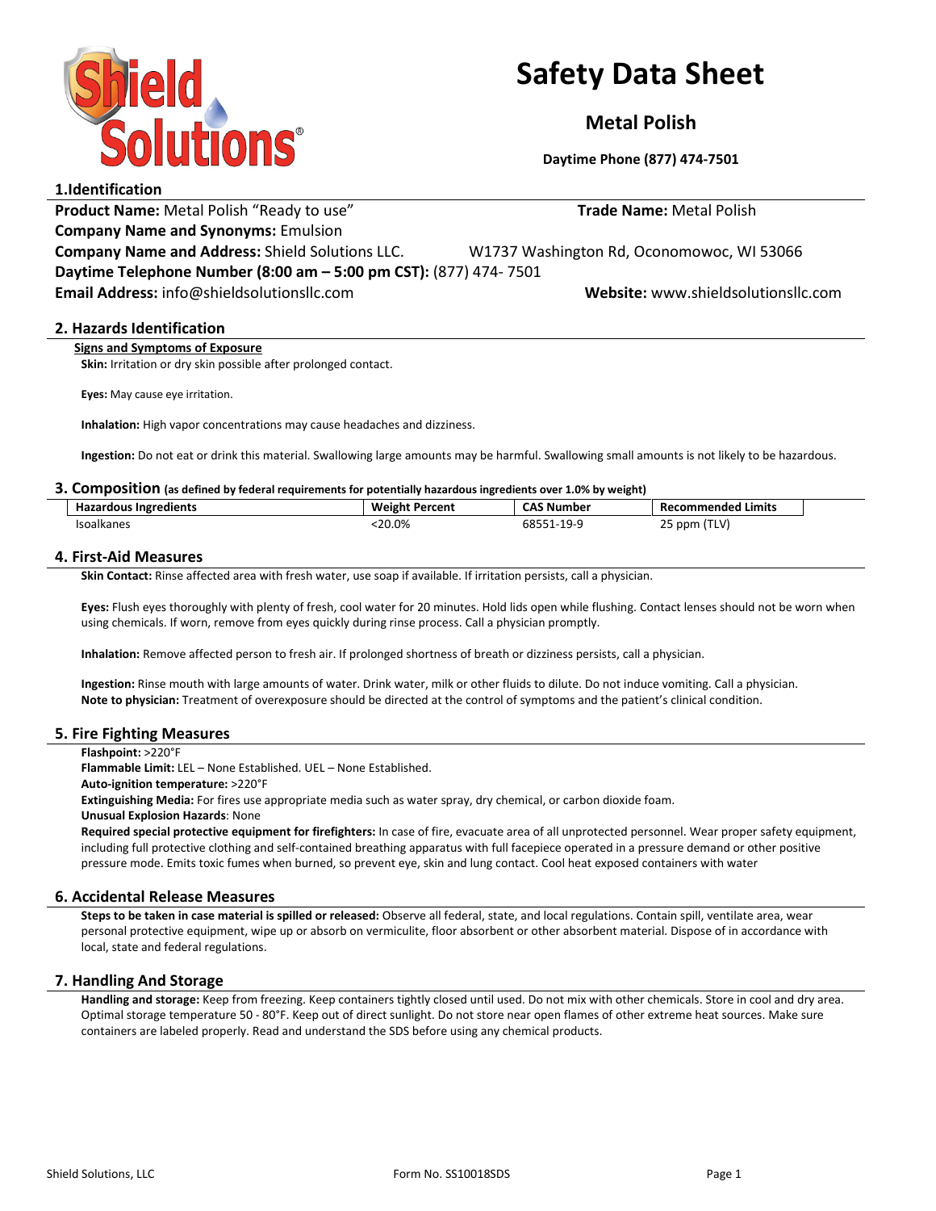# Safety Data Sheet

## Metal Polish

**Daytime Phone (877) 474-7501**

## 1.Identification

**Product Name:** Metal Polish "Ready to use" **Trade Name:** Metal Polish

**Company Name and Synonyms:** Emulsion

**Company Name and Address:** Shield Solutions LLC. W1737 Washington Rd, Oconomowoc, WI 53066

**Daytime Telephone Number (8:00 am – 5:00 pm CST):** (877) 474- 7501

**Email Address:** info@shieldsolutionsllc.com **Website:** www.shieldsolutionsllc.com

## 2. Hazards Identification

**Signs and Symptoms of Exposure**

**Skin:** Irritation or dry skin possible after prolonged contact.

**Eyes:** May cause eye irritation.

**Inhalation:** High vapor concentrations may cause headaches and dizziness.

**Ingestion:** Do not eat or drink this material. Swallowing large amounts may be harmful. Swallowing small amounts is not likely to be hazardous.

## 3. Composition (as defined by federal requirements for potentially hazardous ingredients over 1.0% by weight)

| Hazardous Ingredients | Weight Percent | CAS Number | Recommended Limits |
|---|---|---|---|
| Isoalkanes | <20.0% | 68551-19-9 | 25 ppm (TLV) |

## 4. First-Aid Measures

**Skin Contact:** Rinse affected area with fresh water, use soap if available. If irritation persists, call a physician.

**Eyes:** Flush eyes thoroughly with plenty of fresh, cool water for 20 minutes. Hold lids open while flushing. Contact lenses should not be worn when using chemicals. If worn, remove from eyes quickly during rinse process. Call a physician promptly.

**Inhalation:** Remove affected person to fresh air. If prolonged shortness of breath or dizziness persists, call a physician.

**Ingestion:** Rinse mouth with large amounts of water. Drink water, milk or other fluids to dilute. Do not induce vomiting. Call a physician.
**Note to physician:** Treatment of overexposure should be directed at the control of symptoms and the patient's clinical condition.

## 5. Fire Fighting Measures

**Flashpoint:** >220°F
**Flammable Limit:** LEL – None Established. UEL – None Established.
**Auto-ignition temperature:** >220°F
**Extinguishing Media:** For fires use appropriate media such as water spray, dry chemical, or carbon dioxide foam.
**Unusual Explosion Hazards**: None
**Required special protective equipment for firefighters:** In case of fire, evacuate area of all unprotected personnel. Wear proper safety equipment, including full protective clothing and self-contained breathing apparatus with full facepiece operated in a pressure demand or other positive pressure mode. Emits toxic fumes when burned, so prevent eye, skin and lung contact. Cool heat exposed containers with water

## 6. Accidental Release Measures

**Steps to be taken in case material is spilled or released:** Observe all federal, state, and local regulations. Contain spill, ventilate area, wear personal protective equipment, wipe up or absorb on vermiculite, floor absorbent or other absorbent material. Dispose of in accordance with local, state and federal regulations.

## 7. Handling And Storage

**Handling and storage:** Keep from freezing. Keep containers tightly closed until used. Do not mix with other chemicals. Store in cool and dry area. Optimal storage temperature 50 - 80°F. Keep out of direct sunlight. Do not store near open flames of other extreme heat sources. Make sure containers are labeled properly. Read and understand the SDS before using any chemical products.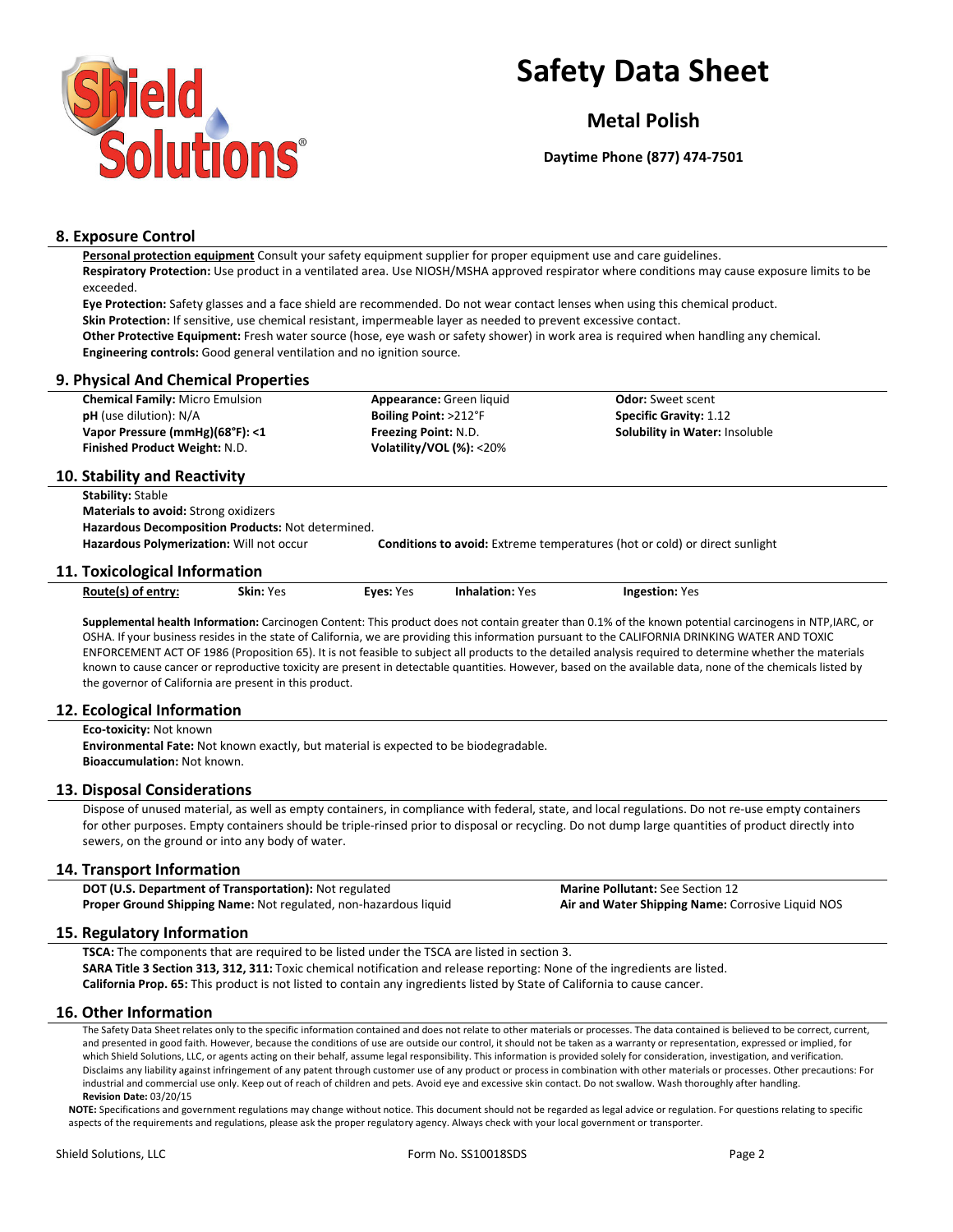# Safety Data Sheet

## Metal Polish

**Daytime Phone (877) 474-7501**

## 8. Exposure Control

**Personal protection equipment** Consult your safety equipment supplier for proper equipment use and care guidelines.

**Respiratory Protection:** Use product in a ventilated area. Use NIOSH/MSHA approved respirator where conditions may cause exposure limits to be exceeded.

**Eye Protection:** Safety glasses and a face shield are recommended. Do not wear contact lenses when using this chemical product.

**Skin Protection:** If sensitive, use chemical resistant, impermeable layer as needed to prevent excessive contact.

**Other Protective Equipment:** Fresh water source (hose, eye wash or safety shower) in work area is required when handling any chemical.

**Engineering controls:** Good general ventilation and no ignition source.

## 9. Physical And Chemical Properties

| | | |
|---|---|---|
| **Chemical Family:** Micro Emulsion | **Appearance:** Green liquid | **Odor:** Sweet scent |
| **pH** (use dilution): N/A | **Boiling Point:** >212°F | **Specific Gravity:** 1.12 |
| **Vapor Pressure (mmHg)(68°F): <1** | **Freezing Point:** N.D. | **Solubility in Water:** Insoluble |
| **Finished Product Weight:** N.D. | **Volatility/VOL (%):** <20% | |

## 10. Stability and Reactivity

**Stability:** Stable

**Materials to avoid:** Strong oxidizers

**Hazardous Decomposition Products:** Not determined.

**Hazardous Polymerization:** Will not occur

**Conditions to avoid:** Extreme temperatures (hot or cold) or direct sunlight

## 11. Toxicological Information

| | | | | |
|---|---|---|---|---|
| **Route(s) of entry:** | **Skin:** Yes | **Eyes:** Yes | **Inhalation:** Yes | **Ingestion:** Yes |

**Supplemental health Information:** Carcinogen Content: This product does not contain greater than 0.1% of the known potential carcinogens in NTP,IARC, or OSHA. If your business resides in the state of California, we are providing this information pursuant to the CALIFORNIA DRINKING WATER AND TOXIC ENFORCEMENT ACT OF 1986 (Proposition 65). It is not feasible to subject all products to the detailed analysis required to determine whether the materials known to cause cancer or reproductive toxicity are present in detectable quantities. However, based on the available data, none of the chemicals listed by the governor of California are present in this product.

## 12. Ecological Information

**Eco-toxicity:** Not known

**Environmental Fate:** Not known exactly, but material is expected to be biodegradable.

**Bioaccumulation:** Not known.

## 13. Disposal Considerations

Dispose of unused material, as well as empty containers, in compliance with federal, state, and local regulations. Do not re-use empty containers for other purposes. Empty containers should be triple-rinsed prior to disposal or recycling. Do not dump large quantities of product directly into sewers, on the ground or into any body of water.

## 14. Transport Information

**DOT (U.S. Department of Transportation):** Not regulated

**Proper Ground Shipping Name:** Not regulated, non-hazardous liquid

**Marine Pollutant:** See Section 12

**Air and Water Shipping Name:** Corrosive Liquid NOS

## 15. Regulatory Information

**TSCA:** The components that are required to be listed under the TSCA are listed in section 3.

**SARA Title 3 Section 313, 312, 311:** Toxic chemical notification and release reporting: None of the ingredients are listed.

**California Prop. 65:** This product is not listed to contain any ingredients listed by State of California to cause cancer.

## 16. Other Information

The Safety Data Sheet relates only to the specific information contained and does not relate to other materials or processes. The data contained is believed to be correct, current, and presented in good faith. However, because the conditions of use are outside our control, it should not be taken as a warranty or representation, expressed or implied, for which Shield Solutions, LLC, or agents acting on their behalf, assume legal responsibility. This information is provided solely for consideration, investigation, and verification. Disclaims any liability against infringement of any patent through customer use of any product or process in combination with other materials or processes. Other precautions: For industrial and commercial use only. Keep out of reach of children and pets. Avoid eye and excessive skin contact. Do not swallow. Wash thoroughly after handling.

**Revision Date:** 03/20/15

**NOTE:** Specifications and government regulations may change without notice. This document should not be regarded as legal advice or regulation. For questions relating to specific aspects of the requirements and regulations, please ask the proper regulatory agency. Always check with your local government or transporter.

Shield Solutions, LLC

Form No. SS10018SDS